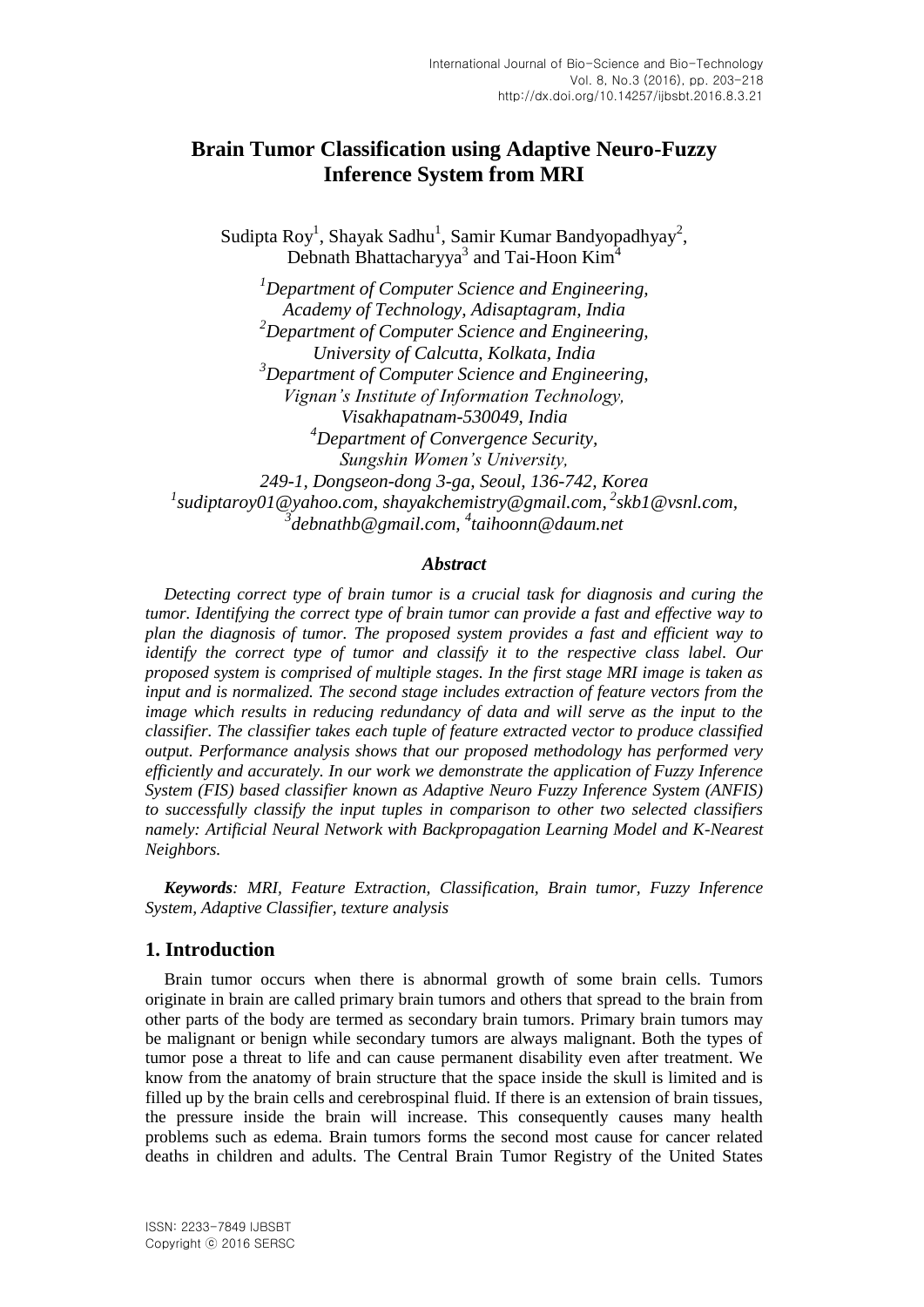# Brain Tumor Classification using Adaptive Neuro-Fuzzy Inference System from MRI

Sudipta Roy[1], Shayak Sadhu[1], Samir Kumar Bandyopadhyay[2], Debnath Bhattacharyya[3] and Tai-Hoon Kim[4]

*[1]Department of Computer Science and Engineering, Academy of Technology, Adisaptagram, India*
*[2]Department of Computer Science and Engineering, University of Calcutta, Kolkata, India*
*[3]Department of Computer Science and Engineering, Vignan's Institute of Information Technology, Visakhapatnam-530049, India*
*[4]Department of Convergence Security, Sungshin Women's University, 249-1, Dongseon-dong 3-ga, Seoul, 136-742, Korea*
*[1]sudiptaroy01@yahoo.com, shayakchemistry@gmail.com, [2]skb1@vsnl.com, [3]debnathb@gmail.com, [4]taihoonn@daum.net*

### Abstract

*Detecting correct type of brain tumor is a crucial task for diagnosis and curing the tumor. Identifying the correct type of brain tumor can provide a fast and effective way to plan the diagnosis of tumor. The proposed system provides a fast and efficient way to identify the correct type of tumor and classify it to the respective class label. Our proposed system is comprised of multiple stages. In the first stage MRI image is taken as input and is normalized. The second stage includes extraction of feature vectors from the image which results in reducing redundancy of data and will serve as the input to the classifier. The classifier takes each tuple of feature extracted vector to produce classified output. Performance analysis shows that our proposed methodology has performed very efficiently and accurately. In our work we demonstrate the application of Fuzzy Inference System (FIS) based classifier known as Adaptive Neuro Fuzzy Inference System (ANFIS) to successfully classify the input tuples in comparison to other two selected classifiers namely: Artificial Neural Network with Backpropagation Learning Model and K-Nearest Neighbors.*

***Keywords**: MRI, Feature Extraction, Classification, Brain tumor, Fuzzy Inference System, Adaptive Classifier, texture analysis*

## 1. Introduction

Brain tumor occurs when there is abnormal growth of some brain cells. Tumors originate in brain are called primary brain tumors and others that spread to the brain from other parts of the body are termed as secondary brain tumors. Primary brain tumors may be malignant or benign while secondary tumors are always malignant. Both the types of tumor pose a threat to life and can cause permanent disability even after treatment. We know from the anatomy of brain structure that the space inside the skull is limited and is filled up by the brain cells and cerebrospinal fluid. If there is an extension of brain tissues, the pressure inside the brain will increase. This consequently causes many health problems such as edema. Brain tumors forms the second most cause for cancer related deaths in children and adults. The Central Brain Tumor Registry of the United States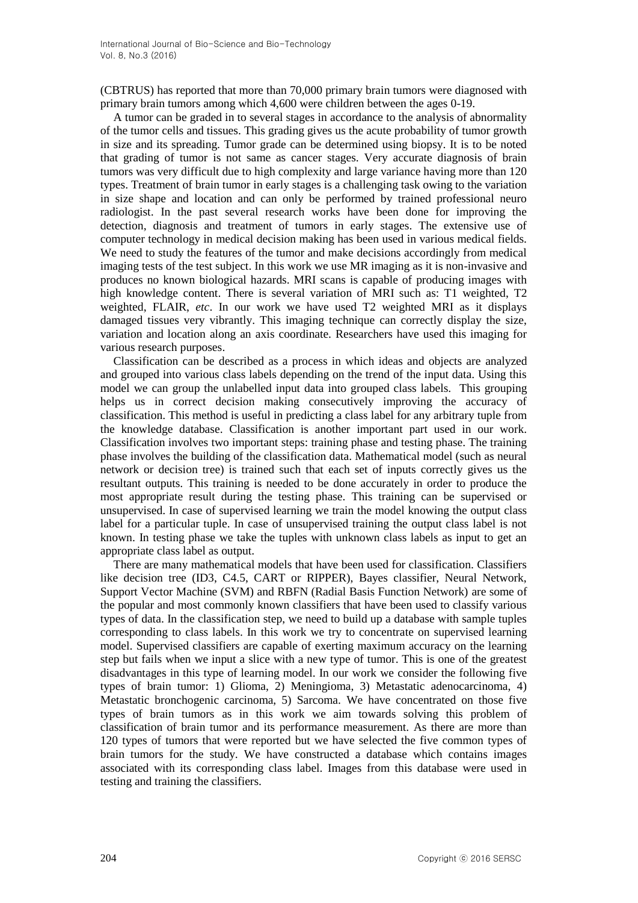(CBTRUS) has reported that more than 70,000 primary brain tumors were diagnosed with primary brain tumors among which 4,600 were children between the ages 0-19.

A tumor can be graded in to several stages in accordance to the analysis of abnormality of the tumor cells and tissues. This grading gives us the acute probability of tumor growth in size and its spreading. Tumor grade can be determined using biopsy. It is to be noted that grading of tumor is not same as cancer stages. Very accurate diagnosis of brain tumors was very difficult due to high complexity and large variance having more than 120 types. Treatment of brain tumor in early stages is a challenging task owing to the variation in size shape and location and can only be performed by trained professional neuro radiologist. In the past several research works have been done for improving the detection, diagnosis and treatment of tumors in early stages. The extensive use of computer technology in medical decision making has been used in various medical fields. We need to study the features of the tumor and make decisions accordingly from medical imaging tests of the test subject. In this work we use MR imaging as it is non-invasive and produces no known biological hazards. MRI scans is capable of producing images with high knowledge content. There is several variation of MRI such as: T1 weighted, T2 weighted, FLAIR, *etc*. In our work we have used T2 weighted MRI as it displays damaged tissues very vibrantly. This imaging technique can correctly display the size, variation and location along an axis coordinate. Researchers have used this imaging for various research purposes.

Classification can be described as a process in which ideas and objects are analyzed and grouped into various class labels depending on the trend of the input data. Using this model we can group the unlabelled input data into grouped class labels. This grouping helps us in correct decision making consecutively improving the accuracy of classification. This method is useful in predicting a class label for any arbitrary tuple from the knowledge database. Classification is another important part used in our work. Classification involves two important steps: training phase and testing phase. The training phase involves the building of the classification data. Mathematical model (such as neural network or decision tree) is trained such that each set of inputs correctly gives us the resultant outputs. This training is needed to be done accurately in order to produce the most appropriate result during the testing phase. This training can be supervised or unsupervised. In case of supervised learning we train the model knowing the output class label for a particular tuple. In case of unsupervised training the output class label is not known. In testing phase we take the tuples with unknown class labels as input to get an appropriate class label as output.

There are many mathematical models that have been used for classification. Classifiers like decision tree (ID3, C4.5, CART or RIPPER), Bayes classifier, Neural Network, Support Vector Machine (SVM) and RBFN (Radial Basis Function Network) are some of the popular and most commonly known classifiers that have been used to classify various types of data. In the classification step, we need to build up a database with sample tuples corresponding to class labels. In this work we try to concentrate on supervised learning model. Supervised classifiers are capable of exerting maximum accuracy on the learning step but fails when we input a slice with a new type of tumor. This is one of the greatest disadvantages in this type of learning model. In our work we consider the following five types of brain tumor: 1) Glioma, 2) Meningioma, 3) Metastatic adenocarcinoma, 4) Metastatic bronchogenic carcinoma, 5) Sarcoma. We have concentrated on those five types of brain tumors as in this work we aim towards solving this problem of classification of brain tumor and its performance measurement. As there are more than 120 types of tumors that were reported but we have selected the five common types of brain tumors for the study. We have constructed a database which contains images associated with its corresponding class label. Images from this database were used in testing and training the classifiers.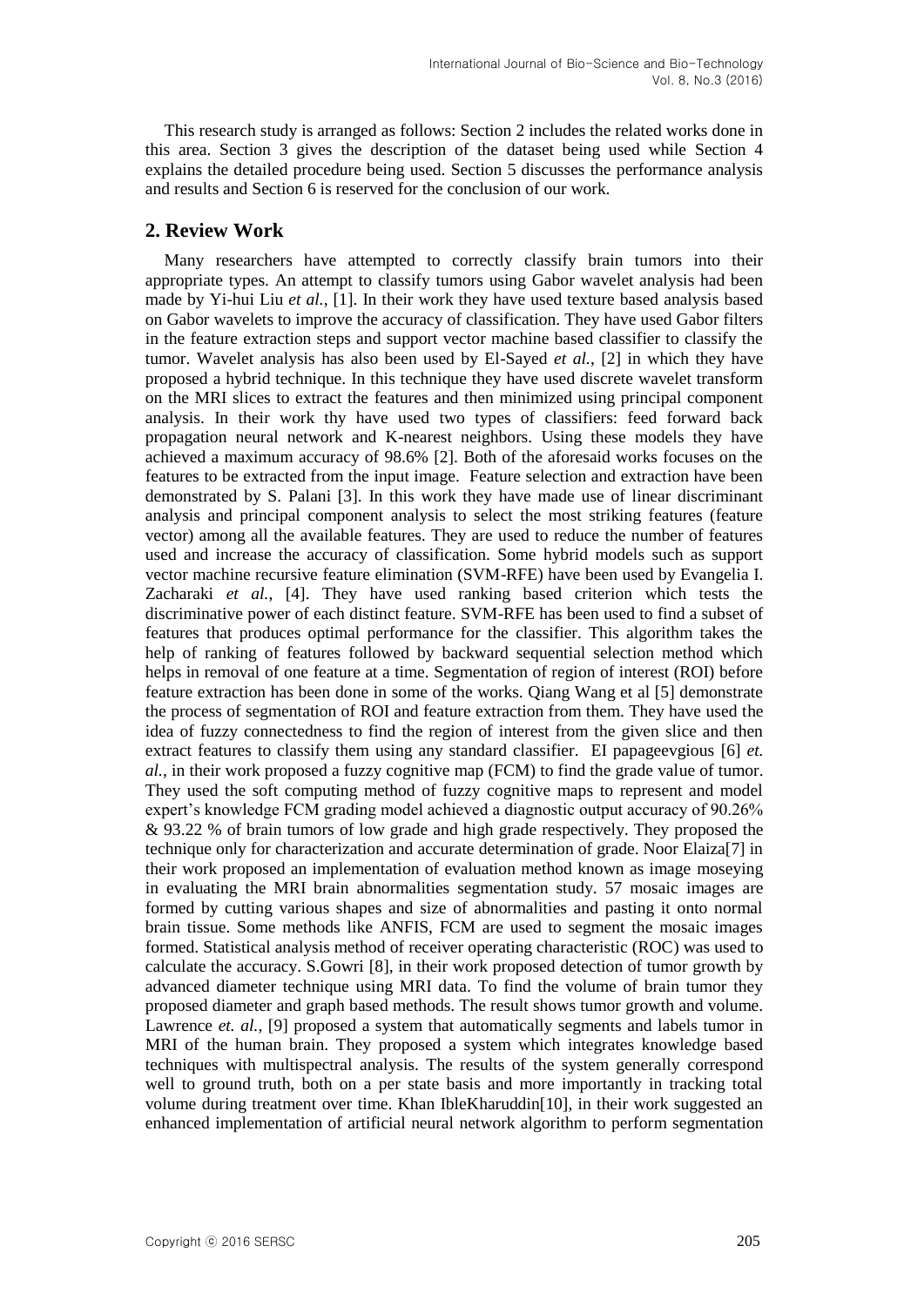This research study is arranged as follows: Section 2 includes the related works done in this area. Section 3 gives the description of the dataset being used while Section 4 explains the detailed procedure being used. Section 5 discusses the performance analysis and results and Section 6 is reserved for the conclusion of our work.

## 2. Review Work

Many researchers have attempted to correctly classify brain tumors into their appropriate types. An attempt to classify tumors using Gabor wavelet analysis had been made by Yi-hui Liu *et al.*, [1]. In their work they have used texture based analysis based on Gabor wavelets to improve the accuracy of classification. They have used Gabor filters in the feature extraction steps and support vector machine based classifier to classify the tumor. Wavelet analysis has also been used by El-Sayed *et al.*, [2] in which they have proposed a hybrid technique. In this technique they have used discrete wavelet transform on the MRI slices to extract the features and then minimized using principal component analysis. In their work thy have used two types of classifiers: feed forward back propagation neural network and K-nearest neighbors. Using these models they have achieved a maximum accuracy of 98.6% [2]. Both of the aforesaid works focuses on the features to be extracted from the input image. Feature selection and extraction have been demonstrated by S. Palani [3]. In this work they have made use of linear discriminant analysis and principal component analysis to select the most striking features (feature vector) among all the available features. They are used to reduce the number of features used and increase the accuracy of classification. Some hybrid models such as support vector machine recursive feature elimination (SVM-RFE) have been used by Evangelia I. Zacharaki *et al.*, [4]. They have used ranking based criterion which tests the discriminative power of each distinct feature. SVM-RFE has been used to find a subset of features that produces optimal performance for the classifier. This algorithm takes the help of ranking of features followed by backward sequential selection method which helps in removal of one feature at a time. Segmentation of region of interest (ROI) before feature extraction has been done in some of the works. Qiang Wang et al [5] demonstrate the process of segmentation of ROI and feature extraction from them. They have used the idea of fuzzy connectedness to find the region of interest from the given slice and then extract features to classify them using any standard classifier. EI papageevgious [6] *et. al.*, in their work proposed a fuzzy cognitive map (FCM) to find the grade value of tumor. They used the soft computing method of fuzzy cognitive maps to represent and model expert's knowledge FCM grading model achieved a diagnostic output accuracy of 90.26% & 93.22 % of brain tumors of low grade and high grade respectively. They proposed the technique only for characterization and accurate determination of grade. Noor Elaiza[7] in their work proposed an implementation of evaluation method known as image moseying in evaluating the MRI brain abnormalities segmentation study. 57 mosaic images are formed by cutting various shapes and size of abnormalities and pasting it onto normal brain tissue. Some methods like ANFIS, FCM are used to segment the mosaic images formed. Statistical analysis method of receiver operating characteristic (ROC) was used to calculate the accuracy. S.Gowri [8], in their work proposed detection of tumor growth by advanced diameter technique using MRI data. To find the volume of brain tumor they proposed diameter and graph based methods. The result shows tumor growth and volume. Lawrence *et. al.*, [9] proposed a system that automatically segments and labels tumor in MRI of the human brain. They proposed a system which integrates knowledge based techniques with multispectral analysis. The results of the system generally correspond well to ground truth, both on a per state basis and more importantly in tracking total volume during treatment over time. Khan IbleKharuddin[10], in their work suggested an enhanced implementation of artificial neural network algorithm to perform segmentation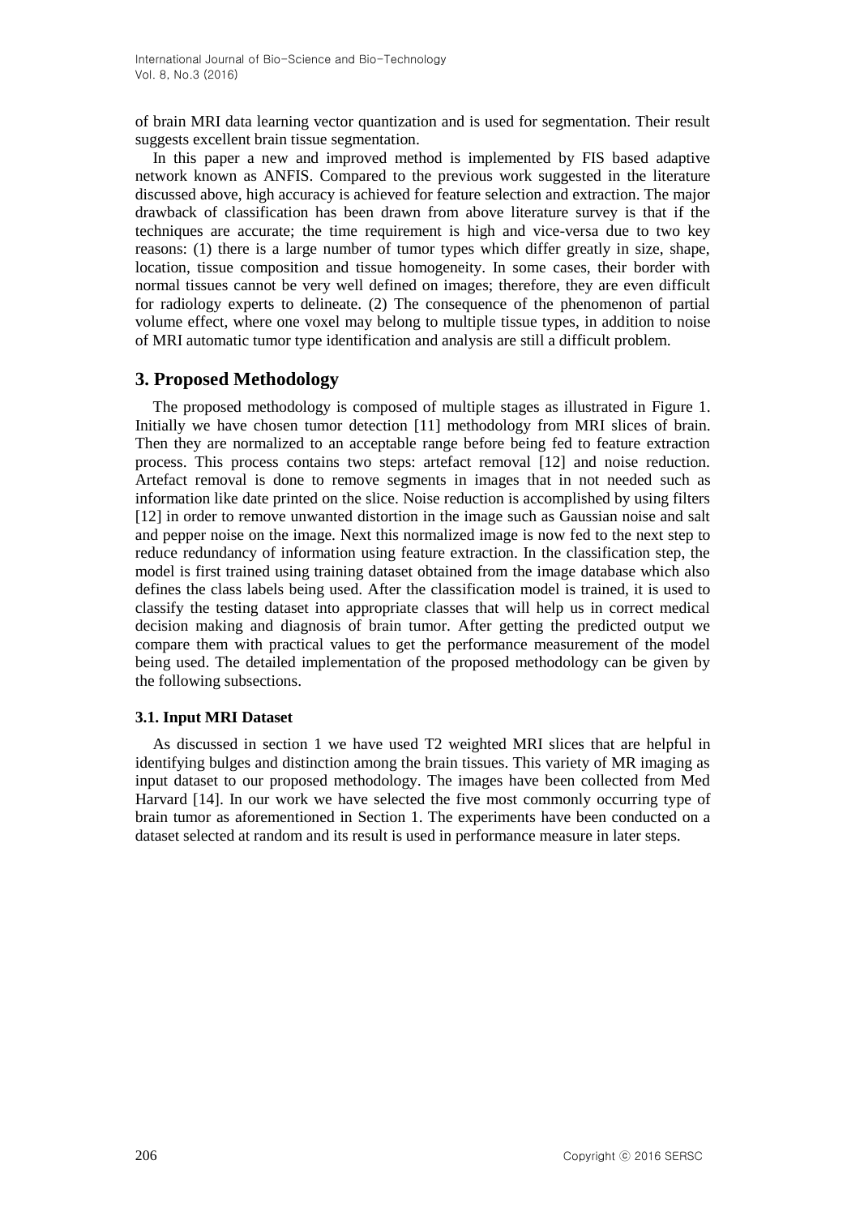of brain MRI data learning vector quantization and is used for segmentation. Their result suggests excellent brain tissue segmentation.

In this paper a new and improved method is implemented by FIS based adaptive network known as ANFIS. Compared to the previous work suggested in the literature discussed above, high accuracy is achieved for feature selection and extraction. The major drawback of classification has been drawn from above literature survey is that if the techniques are accurate; the time requirement is high and vice-versa due to two key reasons: (1) there is a large number of tumor types which differ greatly in size, shape, location, tissue composition and tissue homogeneity. In some cases, their border with normal tissues cannot be very well defined on images; therefore, they are even difficult for radiology experts to delineate. (2) The consequence of the phenomenon of partial volume effect, where one voxel may belong to multiple tissue types, in addition to noise of MRI automatic tumor type identification and analysis are still a difficult problem.

## 3. Proposed Methodology

The proposed methodology is composed of multiple stages as illustrated in Figure 1. Initially we have chosen tumor detection [11] methodology from MRI slices of brain. Then they are normalized to an acceptable range before being fed to feature extraction process. This process contains two steps: artefact removal [12] and noise reduction. Artefact removal is done to remove segments in images that in not needed such as information like date printed on the slice. Noise reduction is accomplished by using filters [12] in order to remove unwanted distortion in the image such as Gaussian noise and salt and pepper noise on the image. Next this normalized image is now fed to the next step to reduce redundancy of information using feature extraction. In the classification step, the model is first trained using training dataset obtained from the image database which also defines the class labels being used. After the classification model is trained, it is used to classify the testing dataset into appropriate classes that will help us in correct medical decision making and diagnosis of brain tumor. After getting the predicted output we compare them with practical values to get the performance measurement of the model being used. The detailed implementation of the proposed methodology can be given by the following subsections.

### 3.1. Input MRI Dataset

As discussed in section 1 we have used T2 weighted MRI slices that are helpful in identifying bulges and distinction among the brain tissues. This variety of MR imaging as input dataset to our proposed methodology. The images have been collected from Med Harvard [14]. In our work we have selected the five most commonly occurring type of brain tumor as aforementioned in Section 1. The experiments have been conducted on a dataset selected at random and its result is used in performance measure in later steps.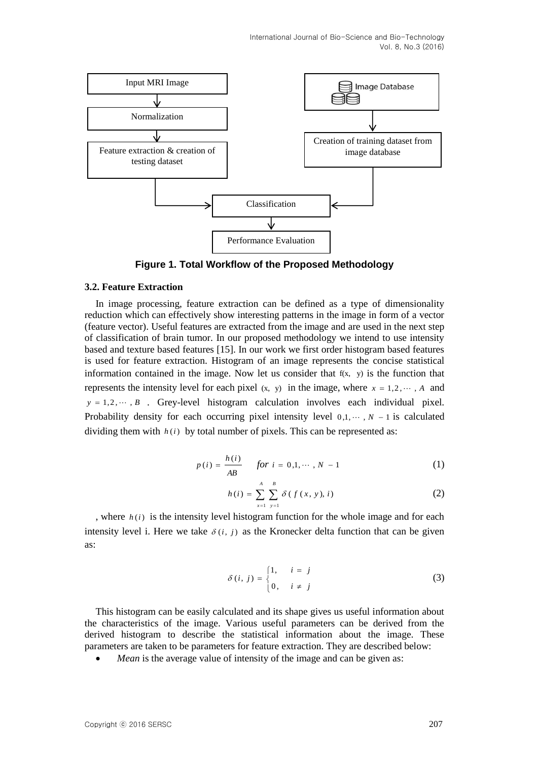**Figure 1. Total Workflow of the Proposed Methodology**

### 3.2. Feature Extraction

In image processing, feature extraction can be defined as a type of dimensionality reduction which can effectively show interesting patterns in the image in form of a vector (feature vector). Useful features are extracted from the image and are used in the next step of classification of brain tumor. In our proposed methodology we intend to use intensity based and texture based features [15]. In our work we first order histogram based features is used for feature extraction. Histogram of an image represents the concise statistical information contained in the image. Now let us consider that $f(x, y)$ is the function that represents the intensity level for each pixel $(x, y)$ in the image, where $x = 1, 2, \cdots, A$ and $y = 1, 2, \cdots, B$. Grey-level histogram calculation involves each individual pixel. Probability density for each occurring pixel intensity level $0, 1, \cdots, N-1$ is calculated dividing them with $h(i)$ by total number of pixels. This can be represented as:

$$p(i) = \frac{h(i)}{AB} \quad for\ i = 0, 1, \cdots, N-1 \tag{1}$$

$$h(i) = \sum_{x=1}^{A} \sum_{y=1}^{B} \delta(f(x, y), i) \tag{2}$$

, where $h(i)$ is the intensity level histogram function for the whole image and for each intensity level i. Here we take $\delta(i, j)$ as the Kronecker delta function that can be given as:

$$\delta(i, j) = \begin{cases} 1, & i = j \\ 0, & i \neq j \end{cases} \tag{3}$$

This histogram can be easily calculated and its shape gives us useful information about the characteristics of the image. Various useful parameters can be derived from the derived histogram to describe the statistical information about the image. These parameters are taken to be parameters for feature extraction. They are described below:

- *Mean* is the average value of intensity of the image and can be given as: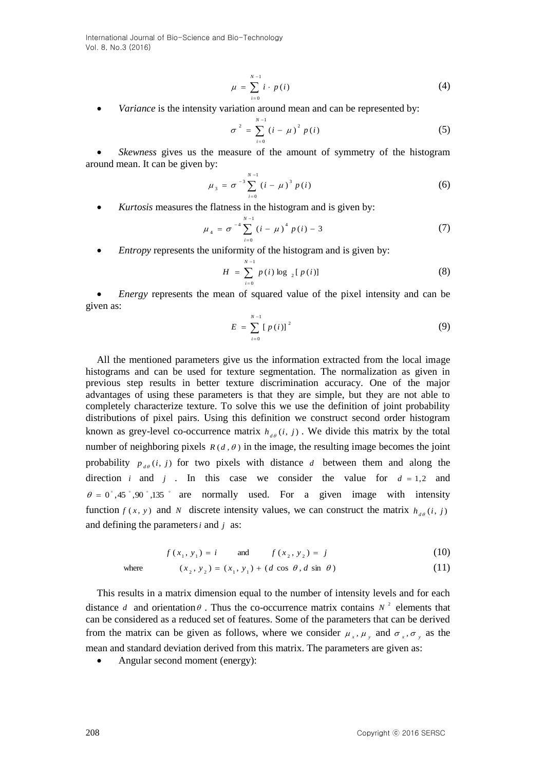$$\mu = \sum_{i=0}^{N-1} i \cdot p(i) \tag{4}$$

- *Variance* is the intensity variation around mean and can be represented by:

$$\sigma^2 = \sum_{i=0}^{N-1} (i - \mu)^2 \, p(i) \tag{5}$$

- *Skewness* gives us the measure of the amount of symmetry of the histogram around mean. It can be given by:

$$\mu_3 = \sigma^{-3} \sum_{i=0}^{N-1} (i - \mu)^3 \, p(i) \tag{6}$$

- *Kurtosis* measures the flatness in the histogram and is given by:

$$\mu_4 = \sigma^{-4} \sum_{i=0}^{N-1} (i - \mu)^4 \, p(i) - 3 \tag{7}$$

- *Entropy* represents the uniformity of the histogram and is given by:

$$H = \sum_{i=0}^{N-1} p(i) \log_2 [p(i)] \tag{8}$$

- *Energy* represents the mean of squared value of the pixel intensity and can be given as:

$$E = \sum_{i=0}^{N-1} [p(i)]^2 \tag{9}$$

All the mentioned parameters give us the information extracted from the local image histograms and can be used for texture segmentation. The normalization as given in previous step results in better texture discrimination accuracy. One of the major advantages of using these parameters is that they are simple, but they are not able to completely characterize texture. To solve this we use the definition of joint probability distributions of pixel pairs. Using this definition we construct second order histogram known as grey-level co-occurrence matrix $h_{d\theta}(i, j)$. We divide this matrix by the total number of neighboring pixels $R(d, \theta)$ in the image, the resulting image becomes the joint probability $p_{d\theta}(i, j)$ for two pixels with distance $d$ between them and along the direction $i$ and $j$. In this case we consider the value for $d = 1,2$ and $\theta = 0^\circ, 45^\circ, 90^\circ, 135^\circ$ are normally used. For a given image with intensity function $f(x, y)$ and $N$ discrete intensity values, we can construct the matrix $h_{d\theta}(i, j)$ and defining the parameters $i$ and $j$ as:

$$f(x_1, y_1) = i \qquad \text{and} \qquad f(x_2, y_2) = j \tag{10}$$

$$\text{where} \qquad (x_2, y_2) = (x_1, y_1) + (d \cos \theta, d \sin \theta) \tag{11}$$

This results in a matrix dimension equal to the number of intensity levels and for each distance $d$ and orientation $\theta$. Thus the co-occurrence matrix contains $N^2$ elements that can be considered as a reduced set of features. Some of the parameters that can be derived from the matrix can be given as follows, where we consider $\mu_x, \mu_y$ and $\sigma_x, \sigma_y$ as the mean and standard deviation derived from this matrix. The parameters are given as:

- Angular second moment (energy):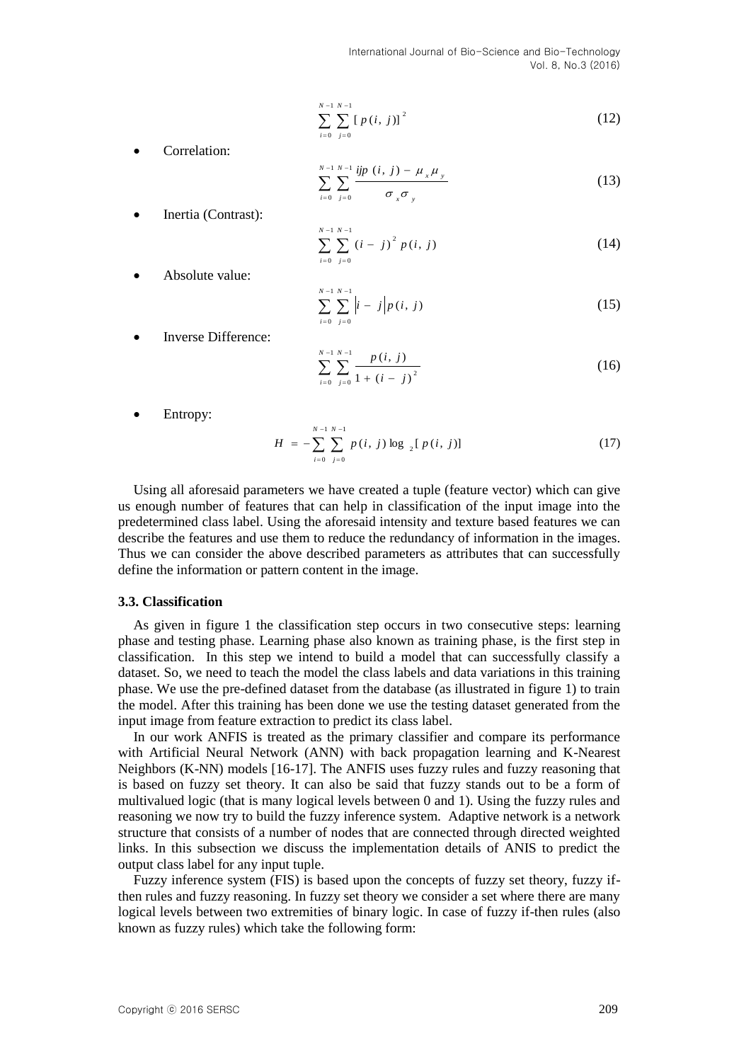$$\sum_{i=0}^{N-1}\sum_{j=0}^{N-1}[p(i,j)]^2 \tag{12}$$

- Correlation:

$$\sum_{i=0}^{N-1}\sum_{j=0}^{N-1}\frac{ijp(i,j)-\mu_x\mu_y}{\sigma_x\sigma_y} \tag{13}$$

- Inertia (Contrast):

$$\sum_{i=0}^{N-1}\sum_{j=0}^{N-1}(i-j)^2 p(i,j) \tag{14}$$

- Absolute value:

$$\sum_{i=0}^{N-1}\sum_{j=0}^{N-1}|i-j|p(i,j) \tag{15}$$

- Inverse Difference:

$$\sum_{i=0}^{N-1}\sum_{j=0}^{N-1}\frac{p(i,j)}{1+(i-j)^2} \tag{16}$$

- Entropy:

$$H=-\sum_{i=0}^{N-1}\sum_{j=0}^{N-1}p(i,j)\log_2[p(i,j)] \tag{17}$$

Using all aforesaid parameters we have created a tuple (feature vector) which can give us enough number of features that can help in classification of the input image into the predetermined class label. Using the aforesaid intensity and texture based features we can describe the features and use them to reduce the redundancy of information in the images. Thus we can consider the above described parameters as attributes that can successfully define the information or pattern content in the image.

### 3.3. Classification

As given in figure 1 the classification step occurs in two consecutive steps: learning phase and testing phase. Learning phase also known as training phase, is the first step in classification. In this step we intend to build a model that can successfully classify a dataset. So, we need to teach the model the class labels and data variations in this training phase. We use the pre-defined dataset from the database (as illustrated in figure 1) to train the model. After this training has been done we use the testing dataset generated from the input image from feature extraction to predict its class label.

In our work ANFIS is treated as the primary classifier and compare its performance with Artificial Neural Network (ANN) with back propagation learning and K-Nearest Neighbors (K-NN) models [16-17]. The ANFIS uses fuzzy rules and fuzzy reasoning that is based on fuzzy set theory. It can also be said that fuzzy stands out to be a form of multivalued logic (that is many logical levels between 0 and 1). Using the fuzzy rules and reasoning we now try to build the fuzzy inference system. Adaptive network is a network structure that consists of a number of nodes that are connected through directed weighted links. In this subsection we discuss the implementation details of ANIS to predict the output class label for any input tuple.

Fuzzy inference system (FIS) is based upon the concepts of fuzzy set theory, fuzzy if-then rules and fuzzy reasoning. In fuzzy set theory we consider a set where there are many logical levels between two extremities of binary logic. In case of fuzzy if-then rules (also known as fuzzy rules) which take the following form: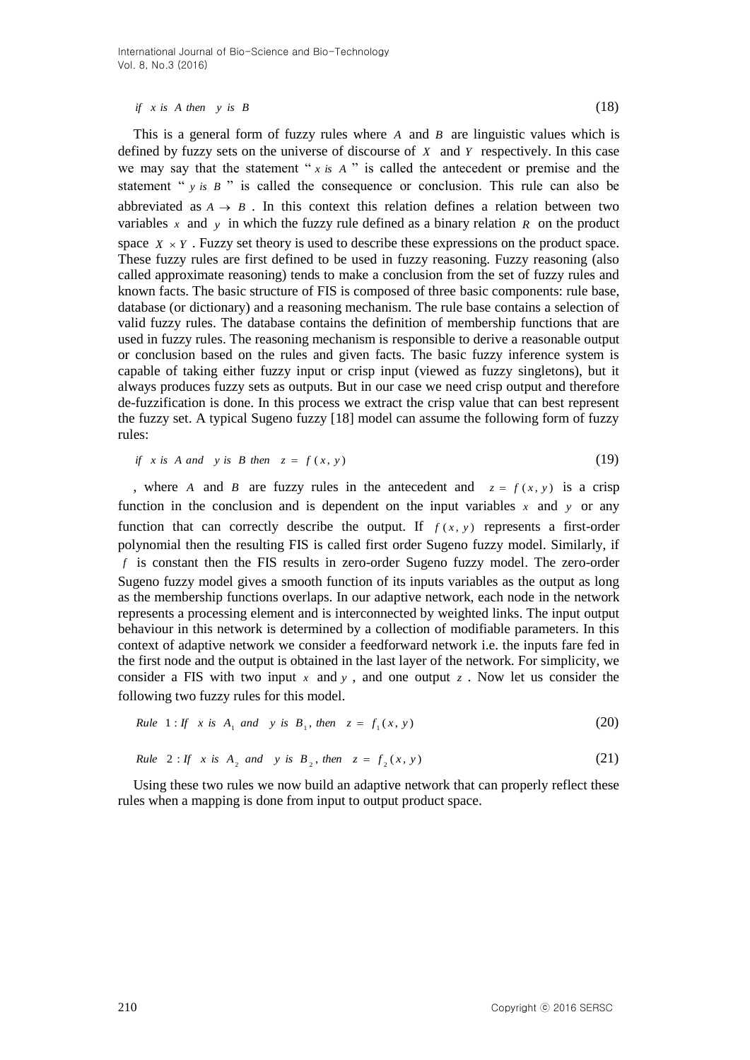$$\text{if } x \text{ is } A \text{ then } y \text{ is } B \tag{18}$$

This is a general form of fuzzy rules where $A$ and $B$ are linguistic values which is defined by fuzzy sets on the universe of discourse of $X$ and $Y$ respectively. In this case we may say that the statement " $x$ *is* $A$ " is called the antecedent or premise and the statement " $y$ *is* $B$ " is called the consequence or conclusion. This rule can also be abbreviated as $A \rightarrow B$. In this context this relation defines a relation between two variables $x$ and $y$ in which the fuzzy rule defined as a binary relation $R$ on the product space $X \times Y$. Fuzzy set theory is used to describe these expressions on the product space. These fuzzy rules are first defined to be used in fuzzy reasoning. Fuzzy reasoning (also called approximate reasoning) tends to make a conclusion from the set of fuzzy rules and known facts. The basic structure of FIS is composed of three basic components: rule base, database (or dictionary) and a reasoning mechanism. The rule base contains a selection of valid fuzzy rules. The database contains the definition of membership functions that are used in fuzzy rules. The reasoning mechanism is responsible to derive a reasonable output or conclusion based on the rules and given facts. The basic fuzzy inference system is capable of taking either fuzzy input or crisp input (viewed as fuzzy singletons), but it always produces fuzzy sets as outputs. But in our case we need crisp output and therefore de-fuzzification is done. In this process we extract the crisp value that can best represent the fuzzy set. A typical Sugeno fuzzy [18] model can assume the following form of fuzzy rules:

$$\text{if } x \text{ is } A \text{ and } y \text{ is } B \text{ then } z = f(x, y) \tag{19}$$

, where $A$ and $B$ are fuzzy rules in the antecedent and $z = f(x, y)$ is a crisp function in the conclusion and is dependent on the input variables $x$ and $y$ or any function that can correctly describe the output. If $f(x, y)$ represents a first-order polynomial then the resulting FIS is called first order Sugeno fuzzy model. Similarly, if $f$ is constant then the FIS results in zero-order Sugeno fuzzy model. The zero-order Sugeno fuzzy model gives a smooth function of its inputs variables as the output as long as the membership functions overlaps. In our adaptive network, each node in the network represents a processing element and is interconnected by weighted links. The input output behaviour in this network is determined by a collection of modifiable parameters. In this context of adaptive network we consider a feedforward network i.e. the inputs fare fed in the first node and the output is obtained in the last layer of the network. For simplicity, we consider a FIS with two input $x$ and $y$, and one output $z$. Now let us consider the following two fuzzy rules for this model.

$$\text{Rule } 1: \text{If } x \text{ is } A_1 \text{ and } y \text{ is } B_1, \text{ then } z = f_1(x, y) \tag{20}$$

$$\text{Rule } 2: \text{If } x \text{ is } A_2 \text{ and } y \text{ is } B_2, \text{ then } z = f_2(x, y) \tag{21}$$

Using these two rules we now build an adaptive network that can properly reflect these rules when a mapping is done from input to output product space.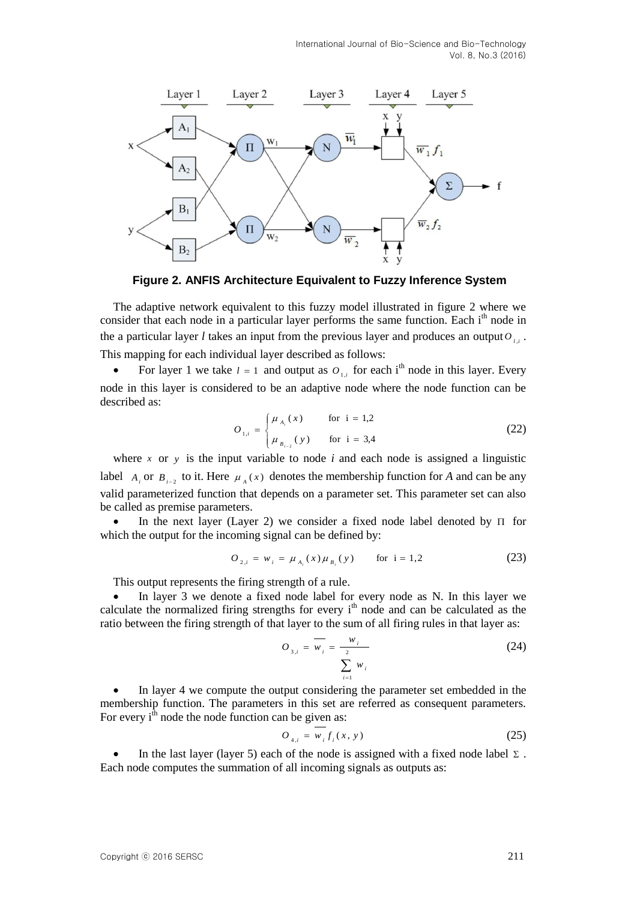**Figure 2. ANFIS Architecture Equivalent to Fuzzy Inference System**

The adaptive network equivalent to this fuzzy model illustrated in figure 2 where we consider that each node in a particular layer performs the same function. Each i[th] node in the a particular layer $l$ takes an input from the previous layer and produces an output $O_{l,i}$. This mapping for each individual layer described as follows:

- For layer 1 we take $l = 1$ and output as $O_{1,i}$ for each i[th] node in this layer. Every node in this layer is considered to be an adaptive node where the node function can be described as:

$$O_{1,i} = \begin{cases} \mu_{A_i}(x) & \text{for } i = 1,2 \\ \mu_{B_{i-2}}(y) & \text{for } i = 3,4 \end{cases} \tag{22}$$

where $x$ or $y$ is the input variable to node $i$ and each node is assigned a linguistic label $A_i$ or $B_{i-2}$ to it. Here $\mu_A(x)$ denotes the membership function for $A$ and can be any valid parameterized function that depends on a parameter set. This parameter set can also be called as premise parameters.

- In the next layer (Layer 2) we consider a fixed node label denoted by $\Pi$ for which the output for the incoming signal can be defined by:

$$O_{2,i} = w_i = \mu_{A_i}(x)\mu_{B_i}(y) \qquad \text{for } i = 1,2 \tag{23}$$

This output represents the firing strength of a rule.

- In layer 3 we denote a fixed node label for every node as N. In this layer we calculate the normalized firing strengths for every i[th] node and can be calculated as the ratio between the firing strength of that layer to the sum of all firing rules in that layer as:

$$O_{3,i} = \overline{w_i} = \frac{w_i}{\sum_{i=1}^{2} w_i} \tag{24}$$

- In layer 4 we compute the output considering the parameter set embedded in the membership function. The parameters in this set are referred as consequent parameters. For every i[th] node the node function can be given as:

$$O_{4,i} = \overline{w_i} f_i(x, y) \tag{25}$$

- In the last layer (layer 5) each of the node is assigned with a fixed node label $\Sigma$. Each node computes the summation of all incoming signals as outputs as: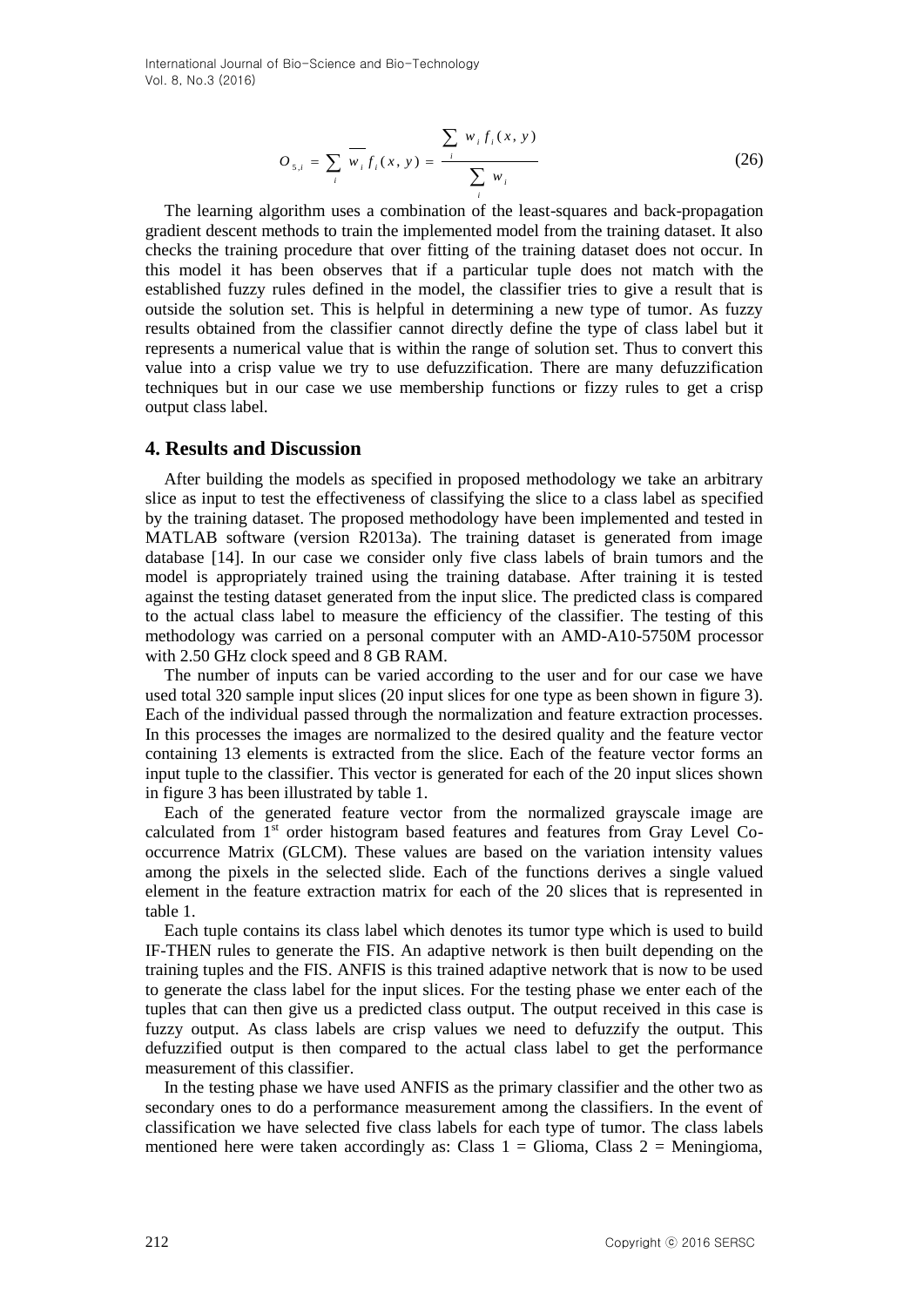$$O_{5,i} = \sum_i \overline{w_i} f_i(x, y) = \frac{\sum_i w_i f_i(x, y)}{\sum_i w_i} \tag{26}$$

The learning algorithm uses a combination of the least-squares and back-propagation gradient descent methods to train the implemented model from the training dataset. It also checks the training procedure that over fitting of the training dataset does not occur. In this model it has been observes that if a particular tuple does not match with the established fuzzy rules defined in the model, the classifier tries to give a result that is outside the solution set. This is helpful in determining a new type of tumor. As fuzzy results obtained from the classifier cannot directly define the type of class label but it represents a numerical value that is within the range of solution set. Thus to convert this value into a crisp value we try to use defuzzification. There are many defuzzification techniques but in our case we use membership functions or fizzy rules to get a crisp output class label.

## 4. Results and Discussion

After building the models as specified in proposed methodology we take an arbitrary slice as input to test the effectiveness of classifying the slice to a class label as specified by the training dataset. The proposed methodology have been implemented and tested in MATLAB software (version R2013a). The training dataset is generated from image database [14]. In our case we consider only five class labels of brain tumors and the model is appropriately trained using the training database. After training it is tested against the testing dataset generated from the input slice. The predicted class is compared to the actual class label to measure the efficiency of the classifier. The testing of this methodology was carried on a personal computer with an AMD-A10-5750M processor with 2.50 GHz clock speed and 8 GB RAM.

The number of inputs can be varied according to the user and for our case we have used total 320 sample input slices (20 input slices for one type as been shown in figure 3). Each of the individual passed through the normalization and feature extraction processes. In this processes the images are normalized to the desired quality and the feature vector containing 13 elements is extracted from the slice. Each of the feature vector forms an input tuple to the classifier. This vector is generated for each of the 20 input slices shown in figure 3 has been illustrated by table 1.

Each of the generated feature vector from the normalized grayscale image are calculated from 1st order histogram based features and features from Gray Level Co-occurrence Matrix (GLCM). These values are based on the variation intensity values among the pixels in the selected slide. Each of the functions derives a single valued element in the feature extraction matrix for each of the 20 slices that is represented in table 1.

Each tuple contains its class label which denotes its tumor type which is used to build IF-THEN rules to generate the FIS. An adaptive network is then built depending on the training tuples and the FIS. ANFIS is this trained adaptive network that is now to be used to generate the class label for the input slices. For the testing phase we enter each of the tuples that can then give us a predicted class output. The output received in this case is fuzzy output. As class labels are crisp values we need to defuzzify the output. This defuzzified output is then compared to the actual class label to get the performance measurement of this classifier.

In the testing phase we have used ANFIS as the primary classifier and the other two as secondary ones to do a performance measurement among the classifiers. In the event of classification we have selected five class labels for each type of tumor. The class labels mentioned here were taken accordingly as: Class 1 = Glioma, Class 2 = Meningioma,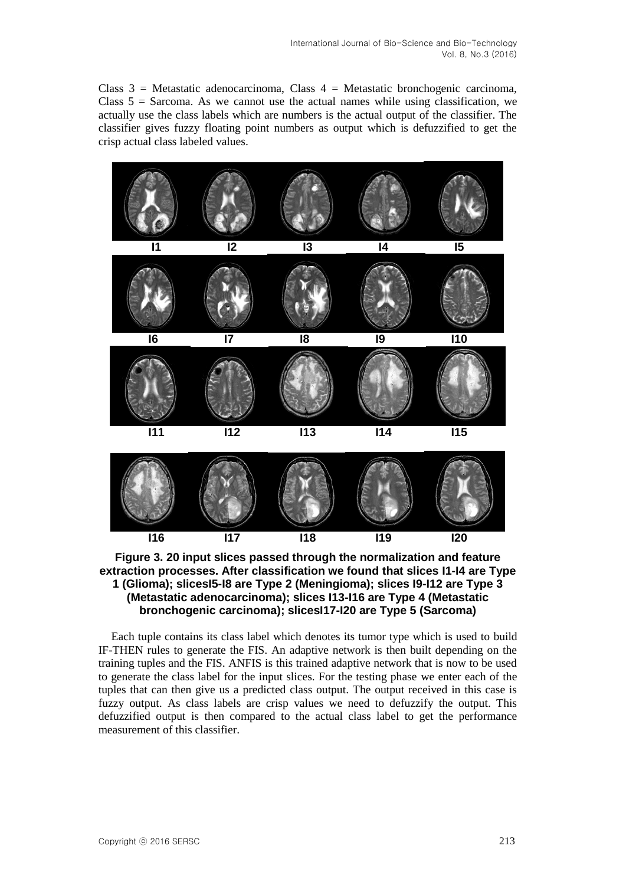Class 3 = Metastatic adenocarcinoma, Class 4 = Metastatic bronchogenic carcinoma, Class 5 = Sarcoma. As we cannot use the actual names while using classification, we actually use the class labels which are numbers is the actual output of the classifier. The classifier gives fuzzy floating point numbers as output which is defuzzified to get the crisp actual class labeled values.

**Figure 3. 20 input slices passed through the normalization and feature extraction processes. After classification we found that slices I1-I4 are Type 1 (Glioma); slicesI5-I8 are Type 2 (Meningioma); slices I9-I12 are Type 3 (Metastatic adenocarcinoma); slices I13-I16 are Type 4 (Metastatic bronchogenic carcinoma); slicesI17-I20 are Type 5 (Sarcoma)**

Each tuple contains its class label which denotes its tumor type which is used to build IF-THEN rules to generate the FIS. An adaptive network is then built depending on the training tuples and the FIS. ANFIS is this trained adaptive network that is now to be used to generate the class label for the input slices. For the testing phase we enter each of the tuples that can then give us a predicted class output. The output received in this case is fuzzy output. As class labels are crisp values we need to defuzzify the output. This defuzzified output is then compared to the actual class label to get the performance measurement of this classifier.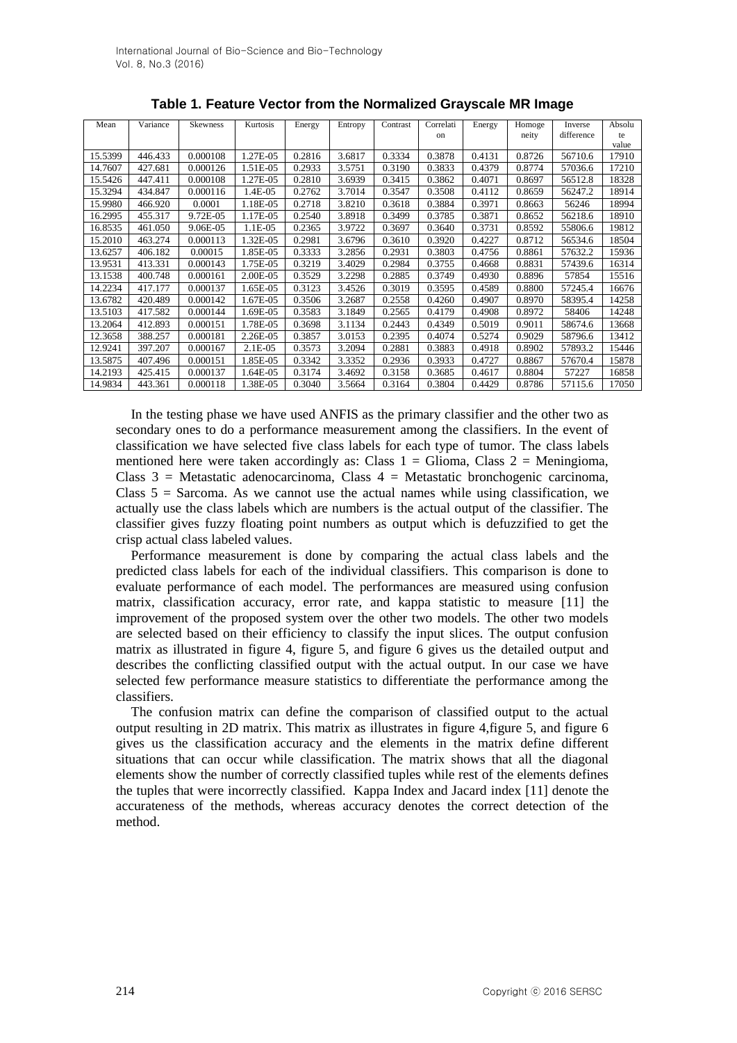**Table 1. Feature Vector from the Normalized Grayscale MR Image**

| Mean | Variance | Skewness | Kurtosis | Energy | Entropy | Contrast | Correlation | Energy | Homogeneity | Inverse difference | Absolute value |
|---|---|---|---|---|---|---|---|---|---|---|---|
| 15.5399 | 446.433 | 0.000108 | 1.27E-05 | 0.2816 | 3.6817 | 0.3334 | 0.3878 | 0.4131 | 0.8726 | 56710.6 | 17910 |
| 14.7607 | 427.681 | 0.000126 | 1.51E-05 | 0.2933 | 3.5751 | 0.3190 | 0.3833 | 0.4379 | 0.8774 | 57036.6 | 17210 |
| 15.5426 | 447.411 | 0.000108 | 1.27E-05 | 0.2810 | 3.6939 | 0.3415 | 0.3862 | 0.4071 | 0.8697 | 56512.8 | 18328 |
| 15.3294 | 434.847 | 0.000116 | 1.4E-05 | 0.2762 | 3.7014 | 0.3547 | 0.3508 | 0.4112 | 0.8659 | 56247.2 | 18914 |
| 15.9980 | 466.920 | 0.0001 | 1.18E-05 | 0.2718 | 3.8210 | 0.3618 | 0.3884 | 0.3971 | 0.8663 | 56246 | 18994 |
| 16.2995 | 455.317 | 9.72E-05 | 1.17E-05 | 0.2540 | 3.8918 | 0.3499 | 0.3785 | 0.3871 | 0.8652 | 56218.6 | 18910 |
| 16.8535 | 461.050 | 9.06E-05 | 1.1E-05 | 0.2365 | 3.9722 | 0.3697 | 0.3640 | 0.3731 | 0.8592 | 55806.6 | 19812 |
| 15.2010 | 463.274 | 0.000113 | 1.32E-05 | 0.2981 | 3.6796 | 0.3610 | 0.3920 | 0.4227 | 0.8712 | 56534.6 | 18504 |
| 13.6257 | 406.182 | 0.00015 | 1.85E-05 | 0.3333 | 3.2856 | 0.2931 | 0.3803 | 0.4756 | 0.8861 | 57632.2 | 15936 |
| 13.9531 | 413.331 | 0.000143 | 1.75E-05 | 0.3219 | 3.4029 | 0.2984 | 0.3755 | 0.4668 | 0.8831 | 57439.6 | 16314 |
| 13.1538 | 400.748 | 0.000161 | 2.00E-05 | 0.3529 | 3.2298 | 0.2885 | 0.3749 | 0.4930 | 0.8896 | 57854 | 15516 |
| 14.2234 | 417.177 | 0.000137 | 1.65E-05 | 0.3123 | 3.4526 | 0.3019 | 0.3595 | 0.4589 | 0.8800 | 57245.4 | 16676 |
| 13.6782 | 420.489 | 0.000142 | 1.67E-05 | 0.3506 | 3.2687 | 0.2558 | 0.4260 | 0.4907 | 0.8970 | 58395.4 | 14258 |
| 13.5103 | 417.582 | 0.000144 | 1.69E-05 | 0.3583 | 3.1849 | 0.2565 | 0.4179 | 0.4908 | 0.8972 | 58406 | 14248 |
| 13.2064 | 412.893 | 0.000151 | 1.78E-05 | 0.3698 | 3.1134 | 0.2443 | 0.4349 | 0.5019 | 0.9011 | 58674.6 | 13668 |
| 12.3658 | 388.257 | 0.000181 | 2.26E-05 | 0.3857 | 3.0153 | 0.2395 | 0.4074 | 0.5274 | 0.9029 | 58796.6 | 13412 |
| 12.9241 | 397.207 | 0.000167 | 2.1E-05 | 0.3573 | 3.2094 | 0.2881 | 0.3883 | 0.4918 | 0.8902 | 57893.2 | 15446 |
| 13.5875 | 407.496 | 0.000151 | 1.85E-05 | 0.3342 | 3.3352 | 0.2936 | 0.3933 | 0.4727 | 0.8867 | 57670.4 | 15878 |
| 14.2193 | 425.415 | 0.000137 | 1.64E-05 | 0.3174 | 3.4692 | 0.3158 | 0.3685 | 0.4617 | 0.8804 | 57227 | 16858 |
| 14.9834 | 443.361 | 0.000118 | 1.38E-05 | 0.3040 | 3.5664 | 0.3164 | 0.3804 | 0.4429 | 0.8786 | 57115.6 | 17050 |

In the testing phase we have used ANFIS as the primary classifier and the other two as secondary ones to do a performance measurement among the classifiers. In the event of classification we have selected five class labels for each type of tumor. The class labels mentioned here were taken accordingly as: Class 1 = Glioma, Class 2 = Meningioma, Class 3 = Metastatic adenocarcinoma, Class 4 = Metastatic bronchogenic carcinoma, Class 5 = Sarcoma. As we cannot use the actual names while using classification, we actually use the class labels which are numbers is the actual output of the classifier. The classifier gives fuzzy floating point numbers as output which is defuzzified to get the crisp actual class labeled values.

Performance measurement is done by comparing the actual class labels and the predicted class labels for each of the individual classifiers. This comparison is done to evaluate performance of each model. The performances are measured using confusion matrix, classification accuracy, error rate, and kappa statistic to measure [11] the improvement of the proposed system over the other two models. The other two models are selected based on their efficiency to classify the input slices. The output confusion matrix as illustrated in figure 4, figure 5, and figure 6 gives us the detailed output and describes the conflicting classified output with the actual output. In our case we have selected few performance measure statistics to differentiate the performance among the classifiers.

The confusion matrix can define the comparison of classified output to the actual output resulting in 2D matrix. This matrix as illustrates in figure 4,figure 5, and figure 6 gives us the classification accuracy and the elements in the matrix define different situations that can occur while classification. The matrix shows that all the diagonal elements show the number of correctly classified tuples while rest of the elements defines the tuples that were incorrectly classified. Kappa Index and Jacard index [11] denote the accurateness of the methods, whereas accuracy denotes the correct detection of the method.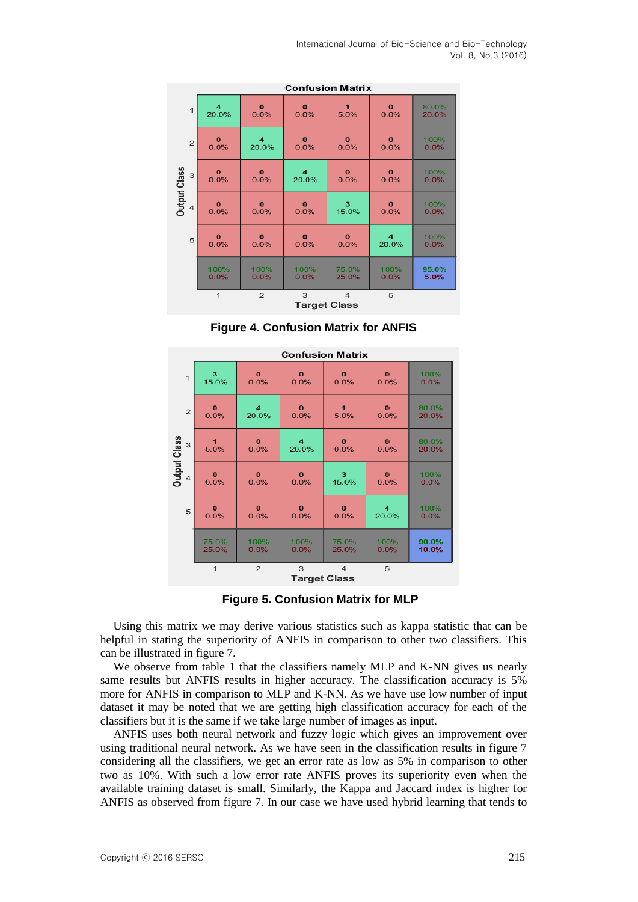**Confusion Matrix**

| Output Class \ Target Class | 1 | 2 | 3 | 4 | 5 | |
|---|---|---|---|---|---|---|
| 1 | 4 20.0% | 0 0.0% | 0 0.0% | 1 5.0% | 0 0.0% | 80.0% 20.0% |
| 2 | 0 0.0% | 4 20.0% | 0 0.0% | 0 0.0% | 0 0.0% | 100% 0.0% |
| 3 | 0 0.0% | 0 0.0% | 4 20.0% | 0 0.0% | 0 0.0% | 100% 0.0% |
| 4 | 0 0.0% | 0 0.0% | 0 0.0% | 3 15.0% | 0 0.0% | 100% 0.0% |
| 5 | 0 0.0% | 0 0.0% | 0 0.0% | 0 0.0% | 4 20.0% | 100% 0.0% |
| | 100% 0.0% | 100% 0.0% | 100% 0.0% | 75.0% 25.0% | 100% 0.0% | 95.0% 5.0% |

**Figure 4. Confusion Matrix for ANFIS**

**Confusion Matrix**

| Output Class \ Target Class | 1 | 2 | 3 | 4 | 5 | |
|---|---|---|---|---|---|---|
| 1 | 3 15.0% | 0 0.0% | 0 0.0% | 0 0.0% | 0 0.0% | 100% 0.0% |
| 2 | 0 0.0% | 4 20.0% | 0 0.0% | 1 5.0% | 0 0.0% | 80.0% 20.0% |
| 3 | 1 5.0% | 0 0.0% | 4 20.0% | 0 0.0% | 0 0.0% | 80.0% 20.0% |
| 4 | 0 0.0% | 0 0.0% | 0 0.0% | 3 15.0% | 0 0.0% | 100% 0.0% |
| 5 | 0 0.0% | 0 0.0% | 0 0.0% | 0 0.0% | 4 20.0% | 100% 0.0% |
| | 75.0% 25.0% | 100% 0.0% | 100% 0.0% | 75.0% 25.0% | 100% 0.0% | 90.0% 10.0% |

**Figure 5. Confusion Matrix for MLP**

Using this matrix we may derive various statistics such as kappa statistic that can be helpful in stating the superiority of ANFIS in comparison to other two classifiers. This can be illustrated in figure 7.

We observe from table 1 that the classifiers namely MLP and K-NN gives us nearly same results but ANFIS results in higher accuracy. The classification accuracy is 5% more for ANFIS in comparison to MLP and K-NN. As we have use low number of input dataset it may be noted that we are getting high classification accuracy for each of the classifiers but it is the same if we take large number of images as input.

ANFIS uses both neural network and fuzzy logic which gives an improvement over using traditional neural network. As we have seen in the classification results in figure 7 considering all the classifiers, we get an error rate as low as 5% in comparison to other two as 10%. With such a low error rate ANFIS proves its superiority even when the available training dataset is small. Similarly, the Kappa and Jaccard index is higher for ANFIS as observed from figure 7. In our case we have used hybrid learning that tends to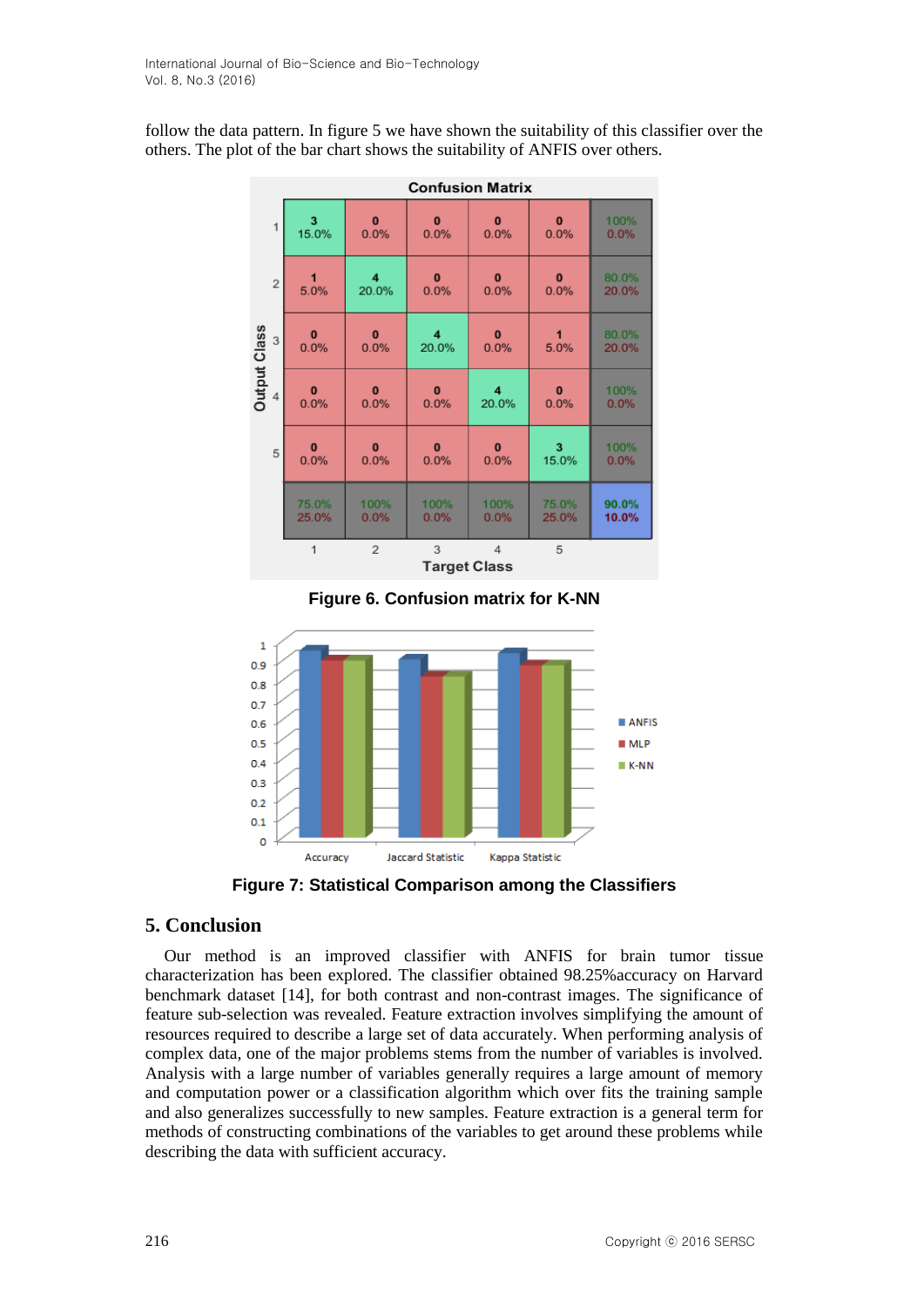follow the data pattern. In figure 5 we have shown the suitability of this classifier over the others. The plot of the bar chart shows the suitability of ANFIS over others.

**Figure 6. Confusion matrix for K-NN**

**Figure 7: Statistical Comparison among the Classifiers**

## 5. Conclusion

Our method is an improved classifier with ANFIS for brain tumor tissue characterization has been explored. The classifier obtained 98.25%accuracy on Harvard benchmark dataset [14], for both contrast and non-contrast images. The significance of feature sub-selection was revealed. Feature extraction involves simplifying the amount of resources required to describe a large set of data accurately. When performing analysis of complex data, one of the major problems stems from the number of variables is involved. Analysis with a large number of variables generally requires a large amount of memory and computation power or a classification algorithm which over fits the training sample and also generalizes successfully to new samples. Feature extraction is a general term for methods of constructing combinations of the variables to get around these problems while describing the data with sufficient accuracy.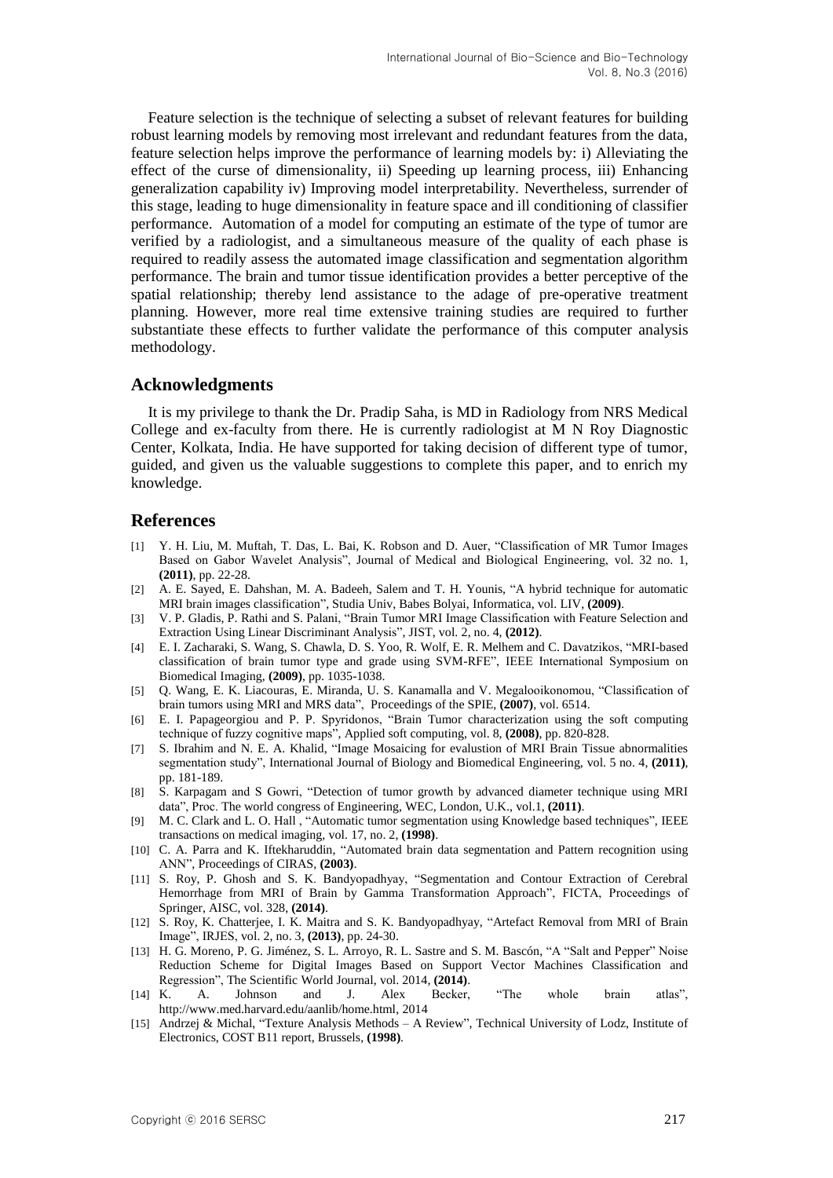Feature selection is the technique of selecting a subset of relevant features for building robust learning models by removing most irrelevant and redundant features from the data, feature selection helps improve the performance of learning models by: i) Alleviating the effect of the curse of dimensionality, ii) Speeding up learning process, iii) Enhancing generalization capability iv) Improving model interpretability. Nevertheless, surrender of this stage, leading to huge dimensionality in feature space and ill conditioning of classifier performance. Automation of a model for computing an estimate of the type of tumor are verified by a radiologist, and a simultaneous measure of the quality of each phase is required to readily assess the automated image classification and segmentation algorithm performance. The brain and tumor tissue identification provides a better perceptive of the spatial relationship; thereby lend assistance to the adage of pre-operative treatment planning. However, more real time extensive training studies are required to further substantiate these effects to further validate the performance of this computer analysis methodology.

## Acknowledgments

It is my privilege to thank the Dr. Pradip Saha, is MD in Radiology from NRS Medical College and ex-faculty from there. He is currently radiologist at M N Roy Diagnostic Center, Kolkata, India. He have supported for taking decision of different type of tumor, guided, and given us the valuable suggestions to complete this paper, and to enrich my knowledge.

## References

[1] Y. H. Liu, M. Muftah, T. Das, L. Bai, K. Robson and D. Auer, "Classification of MR Tumor Images Based on Gabor Wavelet Analysis", Journal of Medical and Biological Engineering, vol. 32 no. 1, **(2011)**, pp. 22-28.

[2] A. E. Sayed, E. Dahshan, M. A. Badeeh, Salem and T. H. Younis, "A hybrid technique for automatic MRI brain images classification", Studia Univ, Babes Bolyai, Informatica, vol. LIV, **(2009)**.

[3] V. P. Gladis, P. Rathi and S. Palani, "Brain Tumor MRI Image Classification with Feature Selection and Extraction Using Linear Discriminant Analysis", JIST, vol. 2, no. 4, **(2012)**.

[4] E. I. Zacharaki, S. Wang, S. Chawla, D. S. Yoo, R. Wolf, E. R. Melhem and C. Davatzikos, "MRI-based classification of brain tumor type and grade using SVM-RFE", IEEE International Symposium on Biomedical Imaging, **(2009)**, pp. 1035-1038.

[5] Q. Wang, E. K. Liacouras, E. Miranda, U. S. Kanamalla and V. Megalooikonomou, "Classification of brain tumors using MRI and MRS data", Proceedings of the SPIE, **(2007)**, vol. 6514.

[6] E. I. Papageorgiou and P. P. Spyridonos, "Brain Tumor characterization using the soft computing technique of fuzzy cognitive maps", Applied soft computing, vol. 8, **(2008)**, pp. 820-828.

[7] S. Ibrahim and N. E. A. Khalid, "Image Mosaicing for evalustion of MRI Brain Tissue abnormalities segmentation study", International Journal of Biology and Biomedical Engineering, vol. 5 no. 4, **(2011)**, pp. 181-189.

[8] S. Karpagam and S Gowri, "Detection of tumor growth by advanced diameter technique using MRI data", Proc. The world congress of Engineering, WEC, London, U.K., vol.1, **(2011)**.

[9] M. C. Clark and L. O. Hall , "Automatic tumor segmentation using Knowledge based techniques", IEEE transactions on medical imaging, vol. 17, no. 2, **(1998)**.

[10] C. A. Parra and K. Iftekharuddin, "Automated brain data segmentation and Pattern recognition using ANN", Proceedings of CIRAS, **(2003)**.

[11] S. Roy, P. Ghosh and S. K. Bandyopadhyay, "Segmentation and Contour Extraction of Cerebral Hemorrhage from MRI of Brain by Gamma Transformation Approach", FICTA, Proceedings of Springer, AISC, vol. 328, **(2014)**.

[12] S. Roy, K. Chatterjee, I. K. Maitra and S. K. Bandyopadhyay, "Artefact Removal from MRI of Brain Image", IRJES, vol. 2, no. 3, **(2013)**, pp. 24-30.

[13] H. G. Moreno, P. G. Jiménez, S. L. Arroyo, R. L. Sastre and S. M. Bascón, "A "Salt and Pepper" Noise Reduction Scheme for Digital Images Based on Support Vector Machines Classification and Regression", The Scientific World Journal, vol. 2014, **(2014)**.

[14] K. A. Johnson and J. Alex Becker, "The whole brain atlas", http://www.med.harvard.edu/aanlib/home.html, 2014

[15] Andrzej & Michal, "Texture Analysis Methods – A Review", Technical University of Lodz, Institute of Electronics, COST B11 report, Brussels, **(1998)**.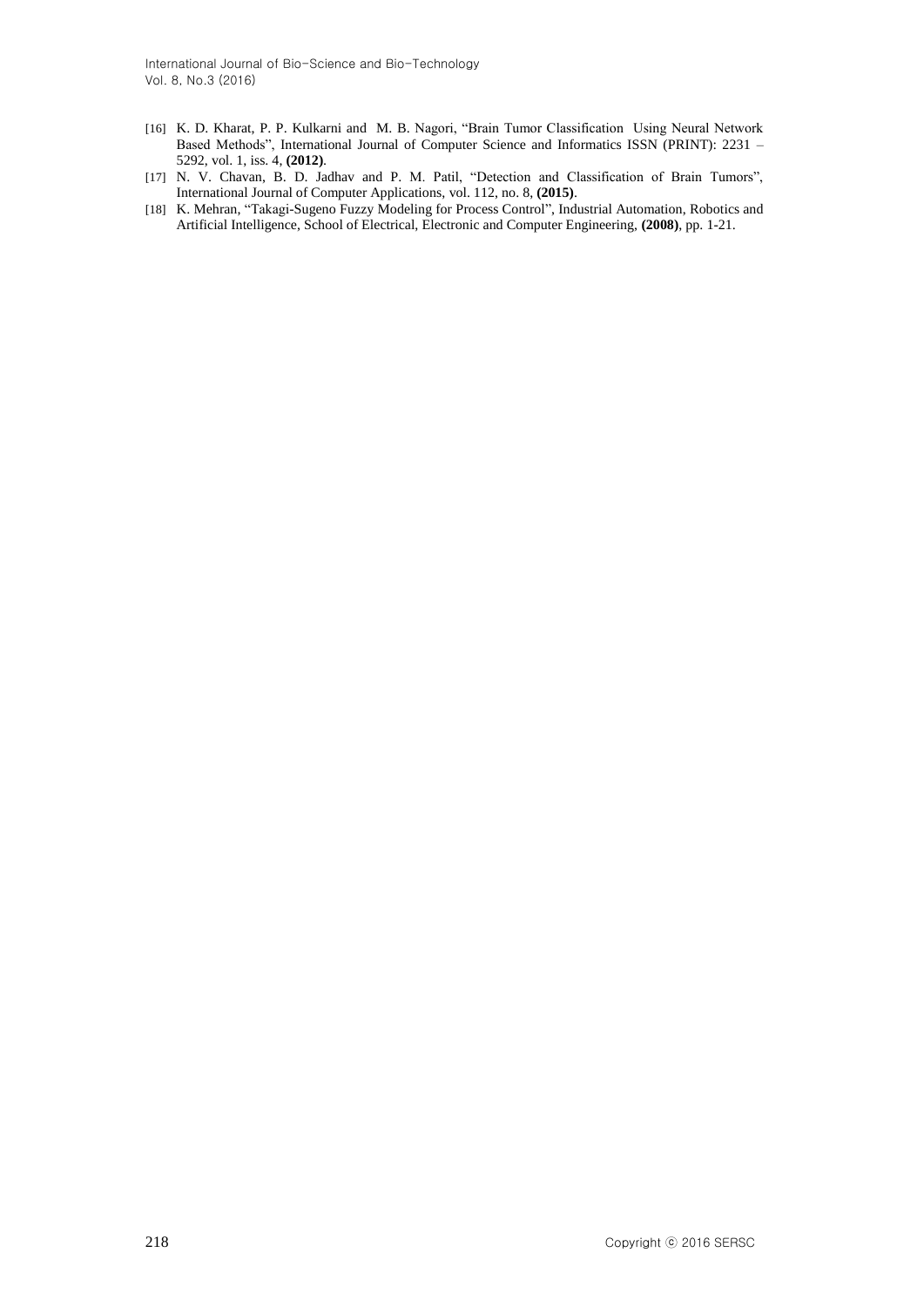[16] K. D. Kharat, P. P. Kulkarni and M. B. Nagori, "Brain Tumor Classification Using Neural Network Based Methods", International Journal of Computer Science and Informatics ISSN (PRINT): 2231 – 5292, vol. 1, iss. 4, **(2012)**.

[17] N. V. Chavan, B. D. Jadhav and P. M. Patil, "Detection and Classification of Brain Tumors", International Journal of Computer Applications, vol. 112, no. 8, **(2015)**.

[18] K. Mehran, "Takagi-Sugeno Fuzzy Modeling for Process Control", Industrial Automation, Robotics and Artificial Intelligence, School of Electrical, Electronic and Computer Engineering, **(2008)**, pp. 1-21.